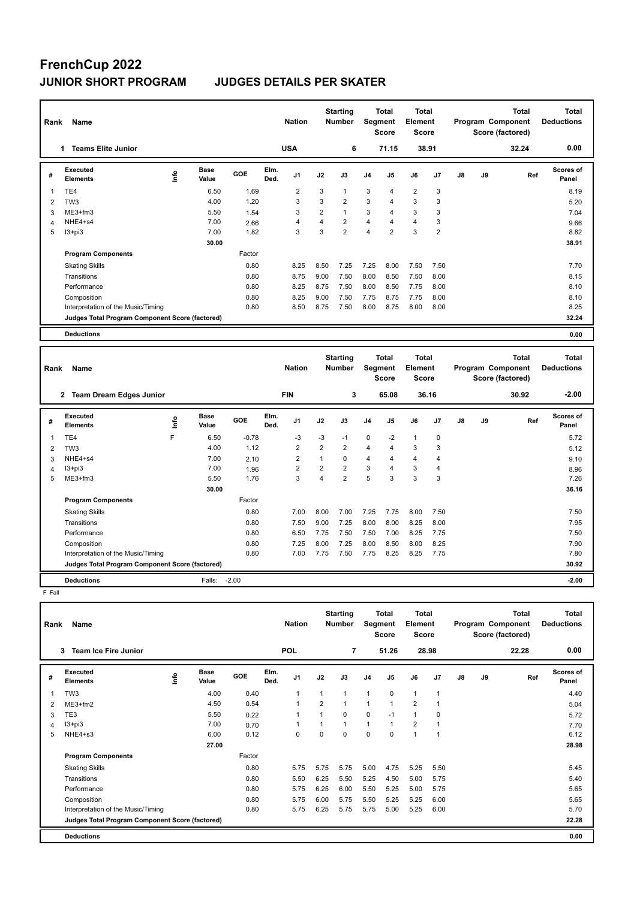# FrenchCup 2022

## JUNIOR SHORT PROGRAM JUDGES DETAILS PER SKATER

| Rank | Name | Nation | Starting Number | Total Segment Score | Total Element Score | Total Program Component Score (factored) | Total Deductions |
|---|---|---|---|---|---|---|---|
| 1 | Teams Elite Junior | USA | 6 | 71.15 | 38.91 | 32.24 | 0.00 |

| # | Executed Elements | Info | Base Value | GOE | Elm. Ded. | J1 | J2 | J3 | J4 | J5 | J6 | J7 | J8 | J9 | Ref | Scores of Panel |
|---|---|---|---|---|---|---|---|---|---|---|---|---|---|---|---|---|
| 1 | TE4 | | 6.50 | 1.69 | | 2 | 3 | 1 | 3 | 4 | 2 | 3 | | | | 8.19 |
| 2 | TW3 | | 4.00 | 1.20 | | 3 | 3 | 2 | 3 | 4 | 3 | 3 | | | | 5.20 |
| 3 | ME3+fm3 | | 5.50 | 1.54 | | 3 | 2 | 1 | 3 | 4 | 3 | 3 | | | | 7.04 |
| 4 | NHE4+s4 | | 7.00 | 2.66 | | 4 | 4 | 2 | 4 | 4 | 4 | 3 | | | | 9.66 |
| 5 | I3+pi3 | | 7.00 | 1.82 | | 3 | 3 | 2 | 4 | 2 | 3 | 2 | | | | 8.82 |
| | | | 30.00 | | | | | | | | | | | | | 38.91 |
| | **Program Components** | | | Factor | | | | | | | | | | | | |
| | Skating Skills | | | 0.80 | | 8.25 | 8.50 | 7.25 | 7.25 | 8.00 | 7.50 | 7.50 | | | | 7.70 |
| | Transitions | | | 0.80 | | 8.75 | 9.00 | 7.50 | 8.00 | 8.50 | 7.50 | 8.00 | | | | 8.15 |
| | Performance | | | 0.80 | | 8.25 | 8.75 | 7.50 | 8.00 | 8.50 | 7.75 | 8.00 | | | | 8.10 |
| | Composition | | | 0.80 | | 8.25 | 9.00 | 7.50 | 7.75 | 8.75 | 7.75 | 8.00 | | | | 8.10 |
| | Interpretation of the Music/Timing | | | 0.80 | | 8.50 | 8.75 | 7.50 | 8.00 | 8.75 | 8.00 | 8.00 | | | | 8.25 |
| | **Judges Total Program Component Score (factored)** | | | | | | | | | | | | | | | 32.24 |
| | **Deductions** | | | | | | | | | | | | | | | 0.00 |

| Rank | Name | Nation | Starting Number | Total Segment Score | Total Element Score | Total Program Component Score (factored) | Total Deductions |
|---|---|---|---|---|---|---|---|
| 2 | Team Dream Edges Junior | FIN | 3 | 65.08 | 36.16 | 30.92 | -2.00 |

| # | Executed Elements | Info | Base Value | GOE | Elm. Ded. | J1 | J2 | J3 | J4 | J5 | J6 | J7 | J8 | J9 | Ref | Scores of Panel |
|---|---|---|---|---|---|---|---|---|---|---|---|---|---|---|---|---|
| 1 | TE4 | F | 6.50 | -0.78 | | -3 | -3 | -1 | 0 | -2 | 1 | 0 | | | | 5.72 |
| 2 | TW3 | | 4.00 | 1.12 | | 2 | 2 | 2 | 4 | 4 | 3 | 3 | | | | 5.12 |
| 3 | NHE4+s4 | | 7.00 | 2.10 | | 2 | 1 | 0 | 4 | 4 | 4 | 4 | | | | 9.10 |
| 4 | I3+pi3 | | 7.00 | 1.96 | | 2 | 2 | 2 | 3 | 4 | 3 | 4 | | | | 8.96 |
| 5 | ME3+fm3 | | 5.50 | 1.76 | | 3 | 4 | 2 | 5 | 3 | 3 | 3 | | | | 7.26 |
| | | | 30.00 | | | | | | | | | | | | | 36.16 |
| | **Program Components** | | | Factor | | | | | | | | | | | | |
| | Skating Skills | | | 0.80 | | 7.00 | 8.00 | 7.00 | 7.25 | 7.75 | 8.00 | 7.50 | | | | 7.50 |
| | Transitions | | | 0.80 | | 7.50 | 9.00 | 7.25 | 8.00 | 8.00 | 8.25 | 8.00 | | | | 7.95 |
| | Performance | | | 0.80 | | 6.50 | 7.75 | 7.50 | 7.50 | 7.00 | 8.25 | 7.75 | | | | 7.50 |
| | Composition | | | 0.80 | | 7.25 | 8.00 | 7.25 | 8.00 | 8.50 | 8.00 | 8.25 | | | | 7.90 |
| | Interpretation of the Music/Timing | | | 0.80 | | 7.00 | 7.75 | 7.50 | 7.75 | 8.25 | 8.25 | 7.75 | | | | 7.80 |
| | **Judges Total Program Component Score (factored)** | | | | | | | | | | | | | | | 30.92 |
| | **Deductions** | | Falls: | -2.00 | | | | | | | | | | | | -2.00 |

F Fall

| Rank | Name | Nation | Starting Number | Total Segment Score | Total Element Score | Total Program Component Score (factored) | Total Deductions |
|---|---|---|---|---|---|---|---|
| 3 | Team Ice Fire Junior | POL | 7 | 51.26 | 28.98 | 22.28 | 0.00 |

| # | Executed Elements | Info | Base Value | GOE | Elm. Ded. | J1 | J2 | J3 | J4 | J5 | J6 | J7 | J8 | J9 | Ref | Scores of Panel |
|---|---|---|---|---|---|---|---|---|---|---|---|---|---|---|---|---|
| 1 | TW3 | | 4.00 | 0.40 | | 1 | 1 | 1 | 1 | 0 | 1 | 1 | | | | 4.40 |
| 2 | ME3+fm2 | | 4.50 | 0.54 | | 1 | 2 | 1 | 1 | 1 | 2 | 1 | | | | 5.04 |
| 3 | TE3 | | 5.50 | 0.22 | | 1 | 1 | 0 | 0 | -1 | 1 | 0 | | | | 5.72 |
| 4 | I3+pi3 | | 7.00 | 0.70 | | 1 | 1 | 1 | 1 | 1 | 2 | 1 | | | | 7.70 |
| 5 | NHE4+s3 | | 6.00 | 0.12 | | 0 | 0 | 0 | 0 | 0 | 1 | 1 | | | | 6.12 |
| | | | 27.00 | | | | | | | | | | | | | 28.98 |
| | **Program Components** | | | Factor | | | | | | | | | | | | |
| | Skating Skills | | | 0.80 | | 5.75 | 5.75 | 5.75 | 5.00 | 4.75 | 5.25 | 5.50 | | | | 5.45 |
| | Transitions | | | 0.80 | | 5.50 | 6.25 | 5.50 | 5.25 | 4.50 | 5.00 | 5.75 | | | | 5.40 |
| | Performance | | | 0.80 | | 5.75 | 6.25 | 6.00 | 5.50 | 5.25 | 5.00 | 5.75 | | | | 5.65 |
| | Composition | | | 0.80 | | 5.75 | 6.00 | 5.75 | 5.50 | 5.25 | 5.25 | 6.00 | | | | 5.65 |
| | Interpretation of the Music/Timing | | | 0.80 | | 5.75 | 6.25 | 5.75 | 5.75 | 5.00 | 5.25 | 6.00 | | | | 5.70 |
| | **Judges Total Program Component Score (factored)** | | | | | | | | | | | | | | | 22.28 |
| | **Deductions** | | | | | | | | | | | | | | | 0.00 |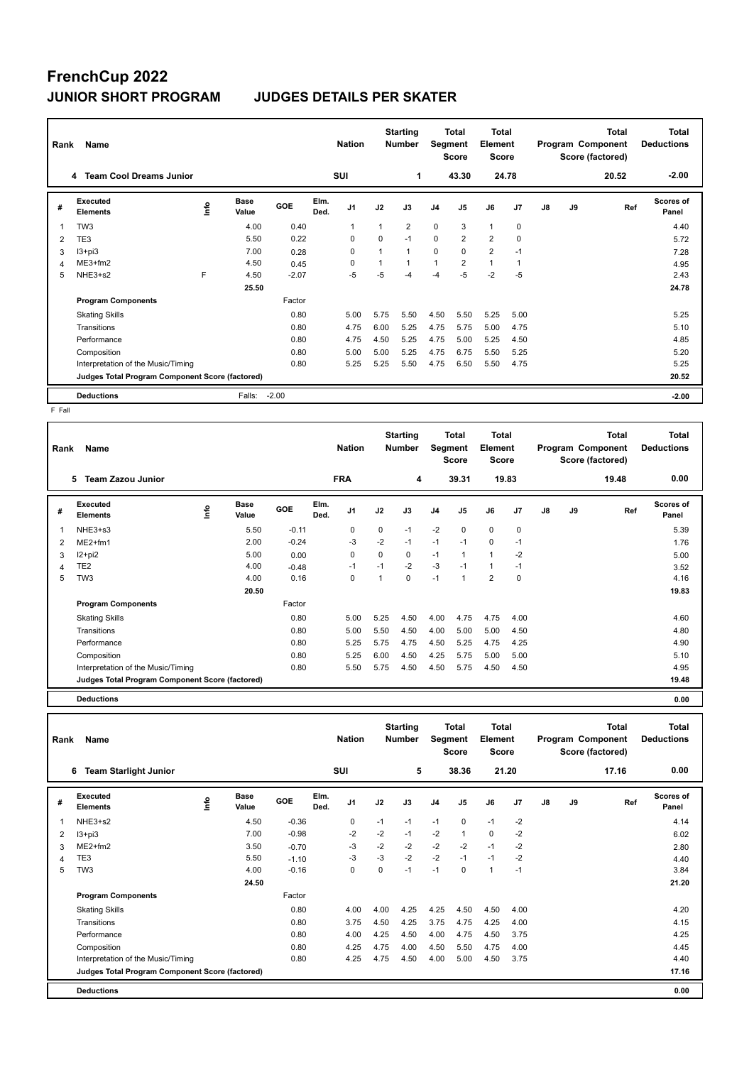# FrenchCup 2022

## JUNIOR SHORT PROGRAM JUDGES DETAILS PER SKATER

| Rank | Name | Nation | Starting Number | Total Segment Score | Total Element Score | Total Program Component Score (factored) | Total Deductions |
|---|---|---|---|---|---|---|---|
| 4 | Team Cool Dreams Junior | SUI | 1 | 43.30 | 24.78 | 20.52 | -2.00 |

| # | Executed Elements | Info | Base Value | GOE | Elm. Ded. | J1 | J2 | J3 | J4 | J5 | J6 | J7 | J8 | J9 | Ref | Scores of Panel |
|---|---|---|---|---|---|---|---|---|---|---|---|---|---|---|---|---|
| 1 | TW3 | | 4.00 | 0.40 | | 1 | 1 | 2 | 0 | 3 | 1 | 0 | | | | 4.40 |
| 2 | TE3 | | 5.50 | 0.22 | | 0 | 0 | -1 | 0 | 2 | 2 | 0 | | | | 5.72 |
| 3 | I3+pi3 | | 7.00 | 0.28 | | 0 | 1 | 1 | 0 | 0 | 2 | -1 | | | | 7.28 |
| 4 | ME3+fm2 | | 4.50 | 0.45 | | 0 | 1 | 1 | 1 | 2 | 1 | 1 | | | | 4.95 |
| 5 | NHE3+s2 | F | 4.50 | -2.07 | | -5 | -5 | -4 | -4 | -5 | -2 | -5 | | | | 2.43 |
| | | | 25.50 | | | | | | | | | | | | | 24.78 |
| | **Program Components** | | | Factor | | | | | | | | | | | | |
| | Skating Skills | | | 0.80 | | 5.00 | 5.75 | 5.50 | 4.50 | 5.50 | 5.25 | 5.00 | | | | 5.25 |
| | Transitions | | | 0.80 | | 4.75 | 6.00 | 5.25 | 4.75 | 5.75 | 5.00 | 4.75 | | | | 5.10 |
| | Performance | | | 0.80 | | 4.75 | 4.50 | 5.25 | 4.75 | 5.00 | 5.25 | 4.50 | | | | 4.85 |
| | Composition | | | 0.80 | | 5.00 | 5.00 | 5.25 | 4.75 | 6.75 | 5.50 | 5.25 | | | | 5.20 |
| | Interpretation of the Music/Timing | | | 0.80 | | 5.25 | 5.25 | 5.50 | 4.75 | 6.50 | 5.50 | 4.75 | | | | 5.25 |
| | **Judges Total Program Component Score (factored)** | | | | | | | | | | | | | | | 20.52 |
| | **Deductions** | | Falls: | -2.00 | | | | | | | | | | | | -2.00 |

F Fall

| Rank | Name | Nation | Starting Number | Total Segment Score | Total Element Score | Total Program Component Score (factored) | Total Deductions |
|---|---|---|---|---|---|---|---|
| 5 | Team Zazou Junior | FRA | 4 | 39.31 | 19.83 | 19.48 | 0.00 |

| # | Executed Elements | Info | Base Value | GOE | Elm. Ded. | J1 | J2 | J3 | J4 | J5 | J6 | J7 | J8 | J9 | Ref | Scores of Panel |
|---|---|---|---|---|---|---|---|---|---|---|---|---|---|---|---|---|
| 1 | NHE3+s3 | | 5.50 | -0.11 | | 0 | 0 | -1 | -2 | 0 | 0 | 0 | | | | 5.39 |
| 2 | ME2+fm1 | | 2.00 | -0.24 | | -3 | -2 | -1 | -1 | -1 | 0 | -1 | | | | 1.76 |
| 3 | I2+pi2 | | 5.00 | 0.00 | | 0 | 0 | 0 | -1 | 1 | 1 | -2 | | | | 5.00 |
| 4 | TE2 | | 4.00 | -0.48 | | -1 | -1 | -2 | -3 | -1 | 1 | -1 | | | | 3.52 |
| 5 | TW3 | | 4.00 | 0.16 | | 0 | 1 | 0 | -1 | 1 | 2 | 0 | | | | 4.16 |
| | | | 20.50 | | | | | | | | | | | | | 19.83 |
| | **Program Components** | | | Factor | | | | | | | | | | | | |
| | Skating Skills | | | 0.80 | | 5.00 | 5.25 | 4.50 | 4.00 | 4.75 | 4.75 | 4.00 | | | | 4.60 |
| | Transitions | | | 0.80 | | 5.00 | 5.50 | 4.50 | 4.00 | 5.00 | 5.00 | 4.50 | | | | 4.80 |
| | Performance | | | 0.80 | | 5.25 | 5.75 | 4.75 | 4.50 | 5.25 | 4.75 | 4.25 | | | | 4.90 |
| | Composition | | | 0.80 | | 5.25 | 6.00 | 4.50 | 4.25 | 5.75 | 5.00 | 5.00 | | | | 5.10 |
| | Interpretation of the Music/Timing | | | 0.80 | | 5.50 | 5.75 | 4.50 | 4.50 | 5.75 | 4.50 | 4.50 | | | | 4.95 |
| | **Judges Total Program Component Score (factored)** | | | | | | | | | | | | | | | 19.48 |
| | **Deductions** | | | | | | | | | | | | | | | 0.00 |

| Rank | Name | Nation | Starting Number | Total Segment Score | Total Element Score | Total Program Component Score (factored) | Total Deductions |
|---|---|---|---|---|---|---|---|
| 6 | Team Starlight Junior | SUI | 5 | 38.36 | 21.20 | 17.16 | 0.00 |

| # | Executed Elements | Info | Base Value | GOE | Elm. Ded. | J1 | J2 | J3 | J4 | J5 | J6 | J7 | J8 | J9 | Ref | Scores of Panel |
|---|---|---|---|---|---|---|---|---|---|---|---|---|---|---|---|---|
| 1 | NHE3+s2 | | 4.50 | -0.36 | | 0 | -1 | -1 | -1 | 0 | -1 | -2 | | | | 4.14 |
| 2 | I3+pi3 | | 7.00 | -0.98 | | -2 | -2 | -1 | -2 | 1 | 0 | -2 | | | | 6.02 |
| 3 | ME2+fm2 | | 3.50 | -0.70 | | -3 | -2 | -2 | -2 | -2 | -1 | -2 | | | | 2.80 |
| 4 | TE3 | | 5.50 | -1.10 | | -3 | -3 | -2 | -2 | -1 | -1 | -2 | | | | 4.40 |
| 5 | TW3 | | 4.00 | -0.16 | | 0 | 0 | -1 | -1 | 0 | 1 | -1 | | | | 3.84 |
| | | | 24.50 | | | | | | | | | | | | | 21.20 |
| | **Program Components** | | | Factor | | | | | | | | | | | | |
| | Skating Skills | | | 0.80 | | 4.00 | 4.00 | 4.25 | 4.25 | 4.50 | 4.50 | 4.00 | | | | 4.20 |
| | Transitions | | | 0.80 | | 3.75 | 4.50 | 4.25 | 3.75 | 4.75 | 4.25 | 4.00 | | | | 4.15 |
| | Performance | | | 0.80 | | 4.00 | 4.25 | 4.50 | 4.00 | 4.75 | 4.50 | 3.75 | | | | 4.25 |
| | Composition | | | 0.80 | | 4.25 | 4.75 | 4.00 | 4.50 | 5.50 | 4.75 | 4.00 | | | | 4.45 |
| | Interpretation of the Music/Timing | | | 0.80 | | 4.25 | 4.75 | 4.50 | 4.00 | 5.00 | 4.50 | 3.75 | | | | 4.40 |
| | **Judges Total Program Component Score (factored)** | | | | | | | | | | | | | | | 17.16 |
| | **Deductions** | | | | | | | | | | | | | | | 0.00 |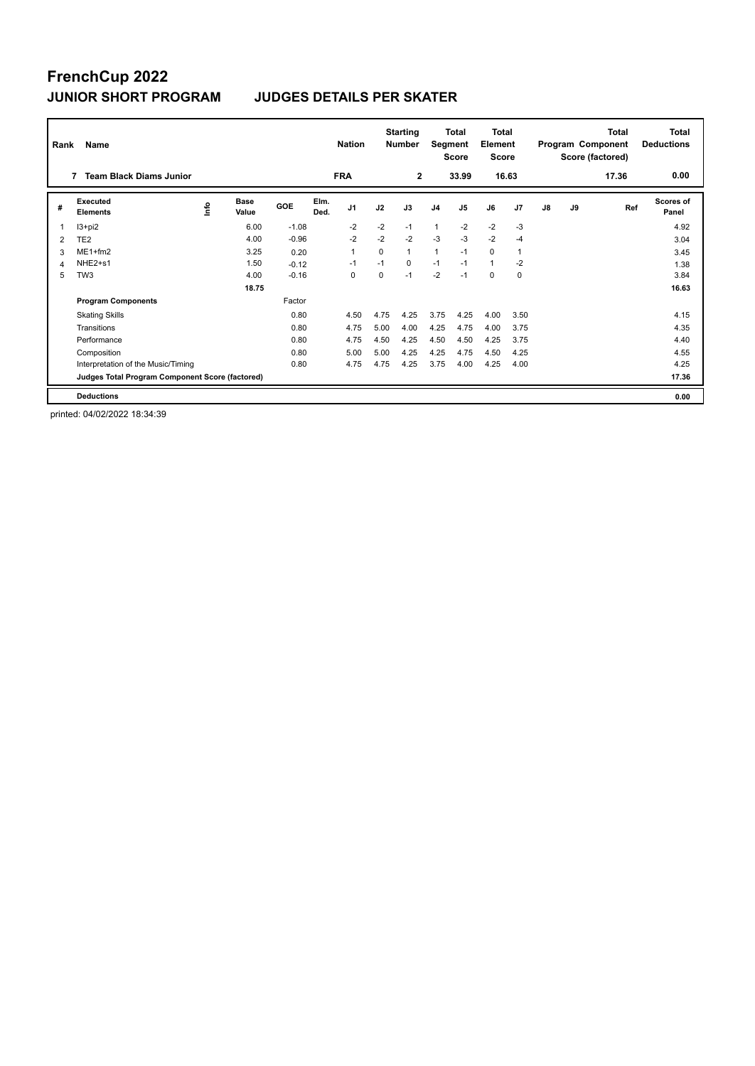# FrenchCup 2022

## JUNIOR SHORT PROGRAM JUDGES DETAILS PER SKATER

| Rank | Name | Nation | Starting Number | Total Segment Score | Total Element Score | Total Program Component Score (factored) | Total Deductions |
|---|---|---|---|---|---|---|---|
| 7 | Team Black Diams Junior | FRA | 2 | 33.99 | 16.63 | 17.36 | 0.00 |

| # | Executed Elements | Info | Base Value | GOE | Elm. Ded. | J1 | J2 | J3 | J4 | J5 | J6 | J7 | J8 | J9 | Ref | Scores of Panel |
|---|---|---|---|---|---|---|---|---|---|---|---|---|---|---|---|---|
| 1 | I3+pi2 | | 6.00 | -1.08 | | -2 | -2 | -1 | 1 | -2 | -2 | -3 | | | | 4.92 |
| 2 | TE2 | | 4.00 | -0.96 | | -2 | -2 | -2 | -3 | -3 | -2 | -4 | | | | 3.04 |
| 3 | ME1+fm2 | | 3.25 | 0.20 | | 1 | 0 | 1 | 1 | -1 | 0 | 1 | | | | 3.45 |
| 4 | NHE2+s1 | | 1.50 | -0.12 | | -1 | -1 | 0 | -1 | -1 | 1 | -2 | | | | 1.38 |
| 5 | TW3 | | 4.00 | -0.16 | | 0 | 0 | -1 | -2 | -1 | 0 | 0 | | | | 3.84 |
| | | | 18.75 | | | | | | | | | | | | | 16.63 |
| | **Program Components** | | | Factor | | | | | | | | | | | | |
| | Skating Skills | | | 0.80 | | 4.50 | 4.75 | 4.25 | 3.75 | 4.25 | 4.00 | 3.50 | | | | 4.15 |
| | Transitions | | | 0.80 | | 4.75 | 5.00 | 4.00 | 4.25 | 4.75 | 4.00 | 3.75 | | | | 4.35 |
| | Performance | | | 0.80 | | 4.75 | 4.50 | 4.25 | 4.50 | 4.50 | 4.25 | 3.75 | | | | 4.40 |
| | Composition | | | 0.80 | | 5.00 | 5.00 | 4.25 | 4.25 | 4.75 | 4.50 | 4.25 | | | | 4.55 |
| | Interpretation of the Music/Timing | | | 0.80 | | 4.75 | 4.75 | 4.25 | 3.75 | 4.00 | 4.25 | 4.00 | | | | 4.25 |
| | **Judges Total Program Component Score (factored)** | | | | | | | | | | | | | | | 17.36 |
| | **Deductions** | | | | | | | | | | | | | | | 0.00 |

printed: 04/02/2022 18:34:39